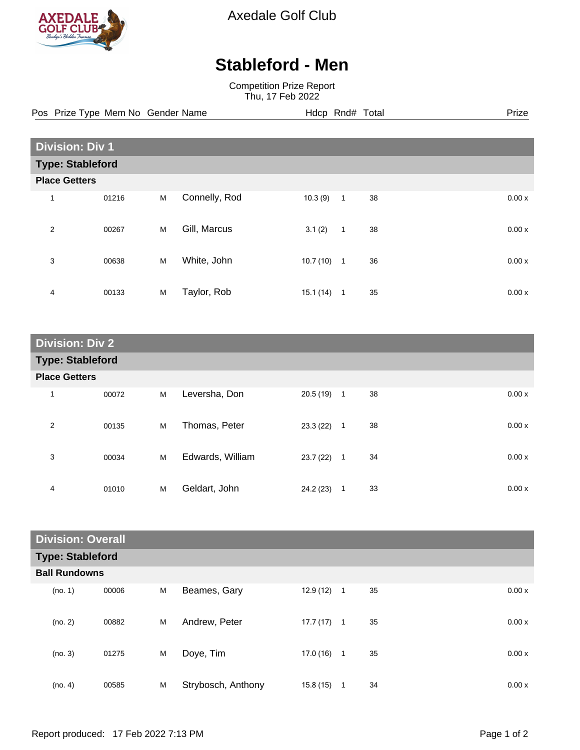Axedale Golf Club

# Stableford - Men

Competition Prize Report
Thu, 17 Feb 2022

## Division: Div 1

### Type: Stableford

**Place Getters**

| Pos | Prize Type | Mem No | Gender | Name | Hdcp | Rnd# | Total | Prize |
|---|---|---|---|---|---|---|---|---|
| 1 | | 01216 | M | Connelly, Rod | 10.3 (9) | 1 | 38 | 0.00 x |
| 2 | | 00267 | M | Gill, Marcus | 3.1 (2) | 1 | 38 | 0.00 x |
| 3 | | 00638 | M | White, John | 10.7 (10) | 1 | 36 | 0.00 x |
| 4 | | 00133 | M | Taylor, Rob | 15.1 (14) | 1 | 35 | 0.00 x |

## Division: Div 2

### Type: Stableford

**Place Getters**

| Pos | Prize Type | Mem No | Gender | Name | Hdcp | Rnd# | Total | Prize |
|---|---|---|---|---|---|---|---|---|
| 1 | | 00072 | M | Leversha, Don | 20.5 (19) | 1 | 38 | 0.00 x |
| 2 | | 00135 | M | Thomas, Peter | 23.3 (22) | 1 | 38 | 0.00 x |
| 3 | | 00034 | M | Edwards, William | 23.7 (22) | 1 | 34 | 0.00 x |
| 4 | | 01010 | M | Geldart, John | 24.2 (23) | 1 | 33 | 0.00 x |

## Division: Overall

### Type: Stableford

**Ball Rundowns**

| Pos | Prize Type | Mem No | Gender | Name | Hdcp | Rnd# | Total | Prize |
|---|---|---|---|---|---|---|---|---|
| (no. 1) | | 00006 | M | Beames, Gary | 12.9 (12) | 1 | 35 | 0.00 x |
| (no. 2) | | 00882 | M | Andrew, Peter | 17.7 (17) | 1 | 35 | 0.00 x |
| (no. 3) | | 01275 | M | Doye, Tim | 17.0 (16) | 1 | 35 | 0.00 x |
| (no. 4) | | 00585 | M | Strybosch, Anthony | 15.8 (15) | 1 | 34 | 0.00 x |

Report produced: 17 Feb 2022 7:13 PM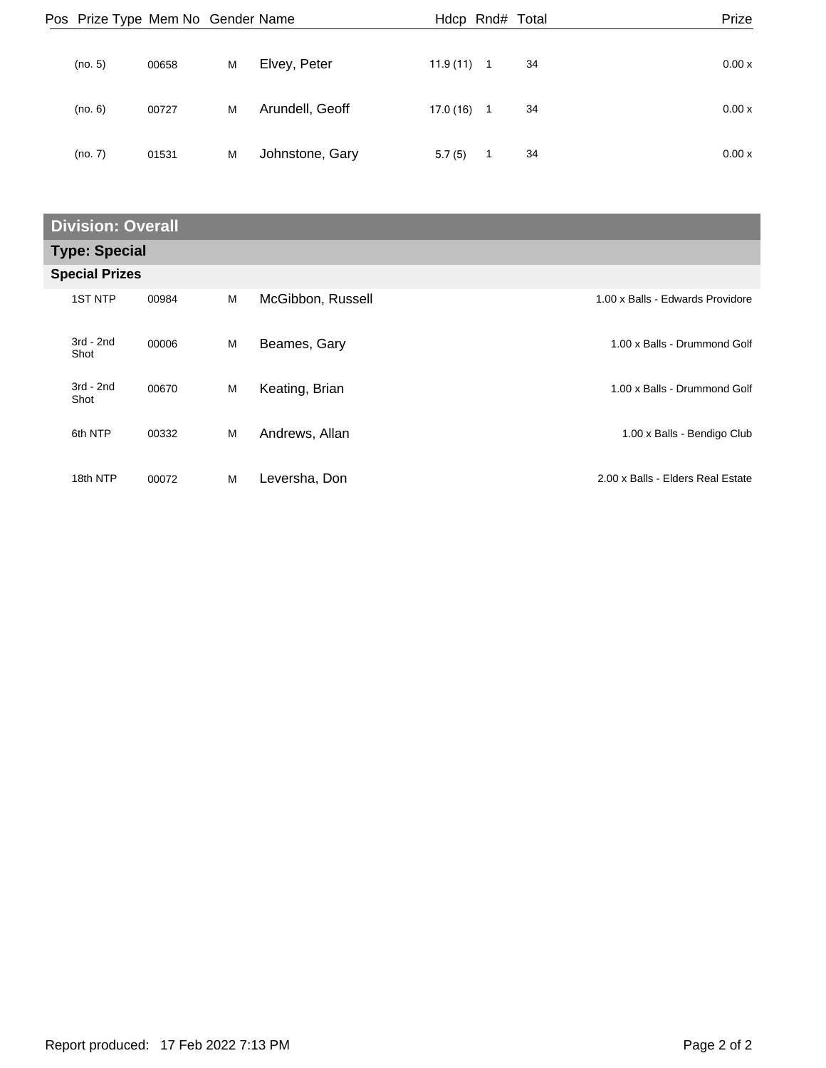| Pos | Prize Type | Mem No | Gender | Name | Hdcp | Rnd# | Total | Prize |
|---|---|---|---|---|---|---|---|---|
| | (no. 5) | 00658 | M | Elvey, Peter | 11.9 (11) | 1 | 34 | 0.00 x |
| | (no. 6) | 00727 | M | Arundell, Geoff | 17.0 (16) | 1 | 34 | 0.00 x |
| | (no. 7) | 01531 | M | Johnstone, Gary | 5.7 (5) | 1 | 34 | 0.00 x |

## Division: Overall

### Type: Special

#### Special Prizes

| Prize Type | Mem No | Gender | Name | Prize |
|---|---|---|---|---|
| 1ST NTP | 00984 | M | McGibbon, Russell | 1.00 x Balls - Edwards Providore |
| 3rd - 2nd Shot | 00006 | M | Beames, Gary | 1.00 x Balls - Drummond Golf |
| 3rd - 2nd Shot | 00670 | M | Keating, Brian | 1.00 x Balls - Drummond Golf |
| 6th NTP | 00332 | M | Andrews, Allan | 1.00 x Balls - Bendigo Club |
| 18th NTP | 00072 | M | Leversha, Don | 2.00 x Balls - Elders Real Estate |

Report produced: 17 Feb 2022 7:13 PM